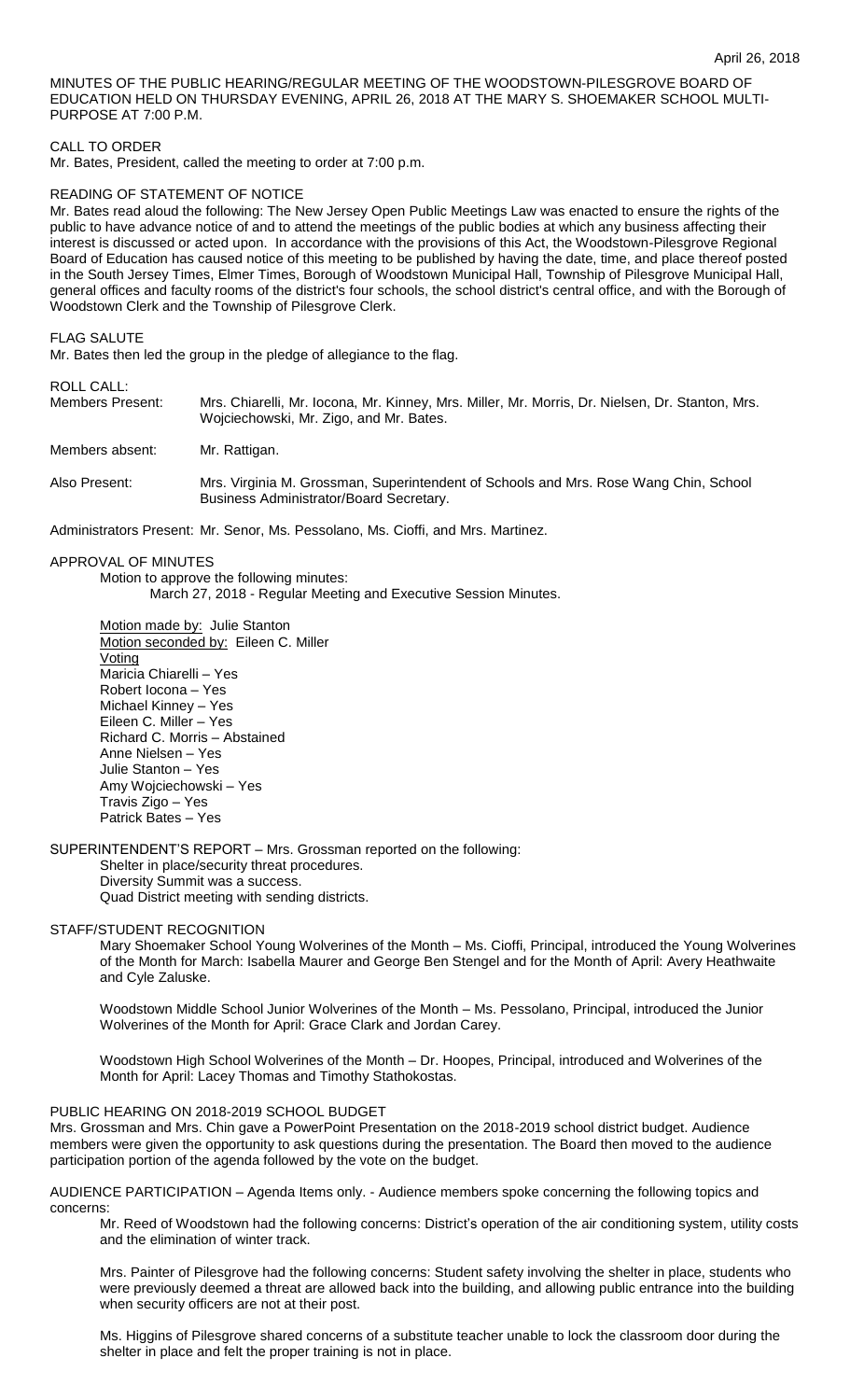April 26, 2018

MINUTES OF THE PUBLIC HEARING/REGULAR MEETING OF THE WOODSTOWN-PILESGROVE BOARD OF EDUCATION HELD ON THURSDAY EVENING, APRIL 26, 2018 AT THE MARY S. SHOEMAKER SCHOOL MULTI-PURPOSE AT 7:00 P.M.

CALL TO ORDER

Mr. Bates, President, called the meeting to order at 7:00 p.m.

READING OF STATEMENT OF NOTICE

Mr. Bates read aloud the following: The New Jersey Open Public Meetings Law was enacted to ensure the rights of the public to have advance notice of and to attend the meetings of the public bodies at which any business affecting their interest is discussed or acted upon. In accordance with the provisions of this Act, the Woodstown-Pilesgrove Regional Board of Education has caused notice of this meeting to be published by having the date, time, and place thereof posted in the South Jersey Times, Elmer Times, Borough of Woodstown Municipal Hall, Township of Pilesgrove Municipal Hall, general offices and faculty rooms of the district's four schools, the school district's central office, and with the Borough of Woodstown Clerk and the Township of Pilesgrove Clerk.

FLAG SALUTE

Mr. Bates then led the group in the pledge of allegiance to the flag.

ROLL CALL:

Members Present: Mrs. Chiarelli, Mr. Iocona, Mr. Kinney, Mrs. Miller, Mr. Morris, Dr. Nielsen, Dr. Stanton, Mrs. Wojciechowski, Mr. Zigo, and Mr. Bates.

Members absent: Mr. Rattigan.

Also Present: Mrs. Virginia M. Grossman, Superintendent of Schools and Mrs. Rose Wang Chin, School Business Administrator/Board Secretary.

Administrators Present: Mr. Senor, Ms. Pessolano, Ms. Cioffi, and Mrs. Martinez.

APPROVAL OF MINUTES

Motion to approve the following minutes:
March 27, 2018 - Regular Meeting and Executive Session Minutes.

Motion made by: Julie Stanton
Motion seconded by: Eileen C. Miller
Voting
Maricia Chiarelli – Yes
Robert Iocona – Yes
Michael Kinney – Yes
Eileen C. Miller – Yes
Richard C. Morris – Abstained
Anne Nielsen – Yes
Julie Stanton – Yes
Amy Wojciechowski – Yes
Travis Zigo – Yes
Patrick Bates – Yes

SUPERINTENDENT'S REPORT – Mrs. Grossman reported on the following:
Shelter in place/security threat procedures.
Diversity Summit was a success.
Quad District meeting with sending districts.

STAFF/STUDENT RECOGNITION

Mary Shoemaker School Young Wolverines of the Month – Ms. Cioffi, Principal, introduced the Young Wolverines of the Month for March: Isabella Maurer and George Ben Stengel and for the Month of April: Avery Heathwaite and Cyle Zaluske.

Woodstown Middle School Junior Wolverines of the Month – Ms. Pessolano, Principal, introduced the Junior Wolverines of the Month for April: Grace Clark and Jordan Carey.

Woodstown High School Wolverines of the Month – Dr. Hoopes, Principal, introduced and Wolverines of the Month for April: Lacey Thomas and Timothy Stathokostas.

PUBLIC HEARING ON 2018-2019 SCHOOL BUDGET

Mrs. Grossman and Mrs. Chin gave a PowerPoint Presentation on the 2018-2019 school district budget. Audience members were given the opportunity to ask questions during the presentation. The Board then moved to the audience participation portion of the agenda followed by the vote on the budget.

AUDIENCE PARTICIPATION – Agenda Items only. - Audience members spoke concerning the following topics and concerns:

Mr. Reed of Woodstown had the following concerns: District's operation of the air conditioning system, utility costs and the elimination of winter track.

Mrs. Painter of Pilesgrove had the following concerns: Student safety involving the shelter in place, students who were previously deemed a threat are allowed back into the building, and allowing public entrance into the building when security officers are not at their post.

Ms. Higgins of Pilesgrove shared concerns of a substitute teacher unable to lock the classroom door during the shelter in place and felt the proper training is not in place.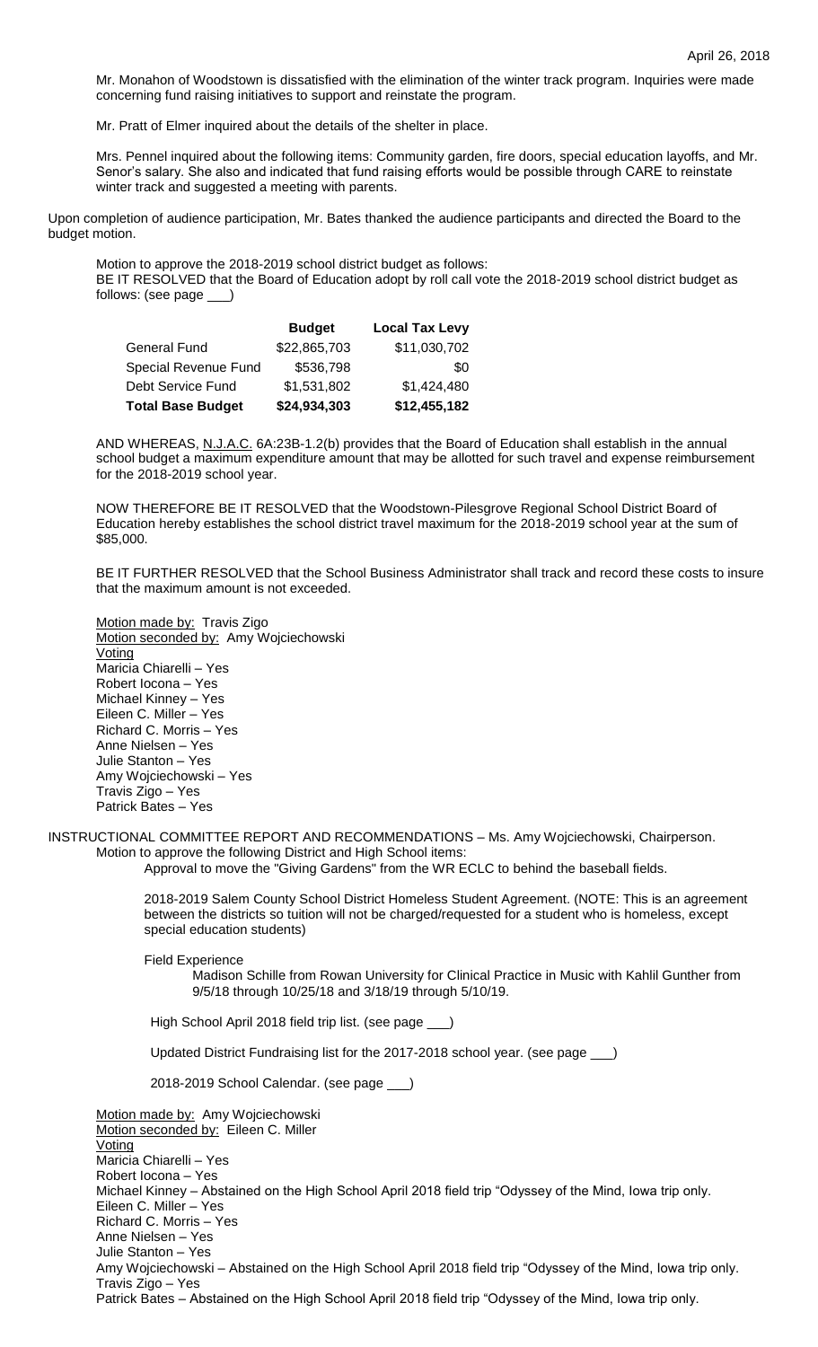Mr. Monahon of Woodstown is dissatisfied with the elimination of the winter track program. Inquiries were made concerning fund raising initiatives to support and reinstate the program.

Mr. Pratt of Elmer inquired about the details of the shelter in place.

Mrs. Pennel inquired about the following items: Community garden, fire doors, special education layoffs, and Mr. Senor's salary. She also and indicated that fund raising efforts would be possible through CARE to reinstate winter track and suggested a meeting with parents.

Upon completion of audience participation, Mr. Bates thanked the audience participants and directed the Board to the budget motion.

Motion to approve the 2018-2019 school district budget as follows:
BE IT RESOLVED that the Board of Education adopt by roll call vote the 2018-2019 school district budget as follows: (see page ___)

| | **Budget** | **Local Tax Levy** |
|---|---|---|
| General Fund | $22,865,703 | $11,030,702 |
| Special Revenue Fund | $536,798 | $0 |
| Debt Service Fund | $1,531,802 | $1,424,480 |
| **Total Base Budget** | **$24,934,303** | **$12,455,182** |

AND WHEREAS, N.J.A.C. 6A:23B-1.2(b) provides that the Board of Education shall establish in the annual school budget a maximum expenditure amount that may be allotted for such travel and expense reimbursement for the 2018-2019 school year.

NOW THEREFORE BE IT RESOLVED that the Woodstown-Pilesgrove Regional School District Board of Education hereby establishes the school district travel maximum for the 2018-2019 school year at the sum of $85,000.

BE IT FURTHER RESOLVED that the School Business Administrator shall track and record these costs to insure that the maximum amount is not exceeded.

Motion made by: Travis Zigo
Motion seconded by: Amy Wojciechowski
Voting
Maricia Chiarelli – Yes
Robert Iocona – Yes
Michael Kinney – Yes
Eileen C. Miller – Yes
Richard C. Morris – Yes
Anne Nielsen – Yes
Julie Stanton – Yes
Amy Wojciechowski – Yes
Travis Zigo – Yes
Patrick Bates – Yes

INSTRUCTIONAL COMMITTEE REPORT AND RECOMMENDATIONS – Ms. Amy Wojciechowski, Chairperson.
Motion to approve the following District and High School items:

Approval to move the "Giving Gardens" from the WR ECLC to behind the baseball fields.

2018-2019 Salem County School District Homeless Student Agreement. (NOTE: This is an agreement between the districts so tuition will not be charged/requested for a student who is homeless, except special education students)

Field Experience
Madison Schille from Rowan University for Clinical Practice in Music with Kahlil Gunther from 9/5/18 through 10/25/18 and 3/18/19 through 5/10/19.

High School April 2018 field trip list. (see page ___)

Updated District Fundraising list for the 2017-2018 school year. (see page ___)

2018-2019 School Calendar. (see page ___)

Motion made by: Amy Wojciechowski
Motion seconded by: Eileen C. Miller
Voting
Maricia Chiarelli – Yes
Robert Iocona – Yes
Michael Kinney – Abstained on the High School April 2018 field trip "Odyssey of the Mind, Iowa trip only.
Eileen C. Miller – Yes
Richard C. Morris – Yes
Anne Nielsen – Yes
Julie Stanton – Yes
Amy Wojciechowski – Abstained on the High School April 2018 field trip "Odyssey of the Mind, Iowa trip only.
Travis Zigo – Yes
Patrick Bates – Abstained on the High School April 2018 field trip "Odyssey of the Mind, Iowa trip only.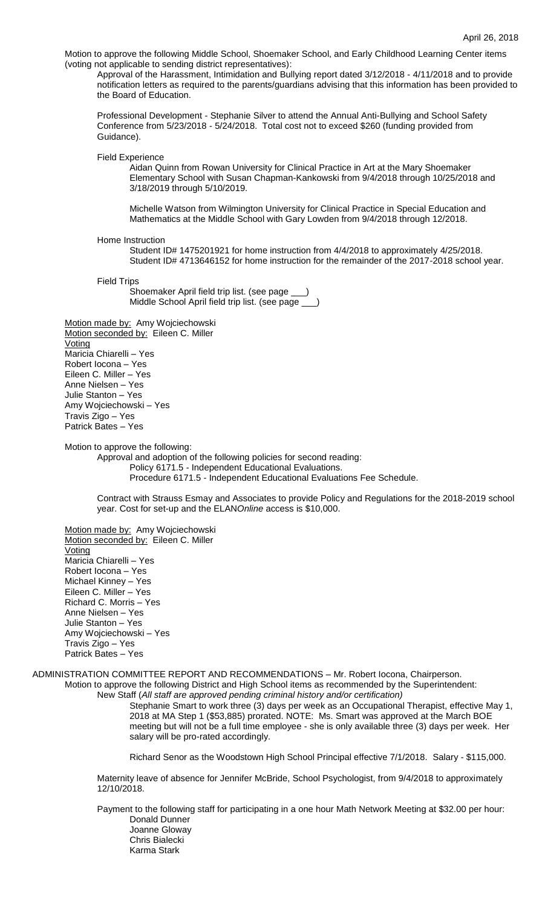April 26, 2018

Motion to approve the following Middle School, Shoemaker School, and Early Childhood Learning Center items (voting not applicable to sending district representatives):

Approval of the Harassment, Intimidation and Bullying report dated 3/12/2018 - 4/11/2018 and to provide notification letters as required to the parents/guardians advising that this information has been provided to the Board of Education.

Professional Development - Stephanie Silver to attend the Annual Anti-Bullying and School Safety Conference from 5/23/2018 - 5/24/2018. Total cost not to exceed $260 (funding provided from Guidance).

Field Experience

Aidan Quinn from Rowan University for Clinical Practice in Art at the Mary Shoemaker Elementary School with Susan Chapman-Kankowski from 9/4/2018 through 10/25/2018 and 3/18/2019 through 5/10/2019.

Michelle Watson from Wilmington University for Clinical Practice in Special Education and Mathematics at the Middle School with Gary Lowden from 9/4/2018 through 12/2018.

Home Instruction

Student ID# 1475201921 for home instruction from 4/4/2018 to approximately 4/25/2018.
Student ID# 4713646152 for home instruction for the remainder of the 2017-2018 school year.

Field Trips

Shoemaker April field trip list. (see page ___)
Middle School April field trip list. (see page ___)

Motion made by: Amy Wojciechowski
Motion seconded by: Eileen C. Miller
Voting
Maricia Chiarelli – Yes
Robert Iocona – Yes
Eileen C. Miller – Yes
Anne Nielsen – Yes
Julie Stanton – Yes
Amy Wojciechowski – Yes
Travis Zigo – Yes
Patrick Bates – Yes

Motion to approve the following:

Approval and adoption of the following policies for second reading:

Policy 6171.5 - Independent Educational Evaluations.
Procedure 6171.5 - Independent Educational Evaluations Fee Schedule.

Contract with Strauss Esmay and Associates to provide Policy and Regulations for the 2018-2019 school year. Cost for set-up and the ELAN*Online* access is $10,000.

Motion made by: Amy Wojciechowski
Motion seconded by: Eileen C. Miller
Voting
Maricia Chiarelli – Yes
Robert Iocona – Yes
Michael Kinney – Yes
Eileen C. Miller – Yes
Richard C. Morris – Yes
Anne Nielsen – Yes
Julie Stanton – Yes
Amy Wojciechowski – Yes
Travis Zigo – Yes
Patrick Bates – Yes

ADMINISTRATION COMMITTEE REPORT AND RECOMMENDATIONS – Mr. Robert Iocona, Chairperson.

Motion to approve the following District and High School items as recommended by the Superintendent:

New Staff (*All staff are approved pending criminal history and/or certification)*

Stephanie Smart to work three (3) days per week as an Occupational Therapist, effective May 1, 2018 at MA Step 1 ($53,885) prorated. NOTE: Ms. Smart was approved at the March BOE meeting but will not be a full time employee - she is only available three (3) days per week. Her salary will be pro-rated accordingly.

Richard Senor as the Woodstown High School Principal effective 7/1/2018. Salary - $115,000.

Maternity leave of absence for Jennifer McBride, School Psychologist, from 9/4/2018 to approximately 12/10/2018.

Payment to the following staff for participating in a one hour Math Network Meeting at $32.00 per hour:

Donald Dunner
Joanne Gloway
Chris Bialecki
Karma Stark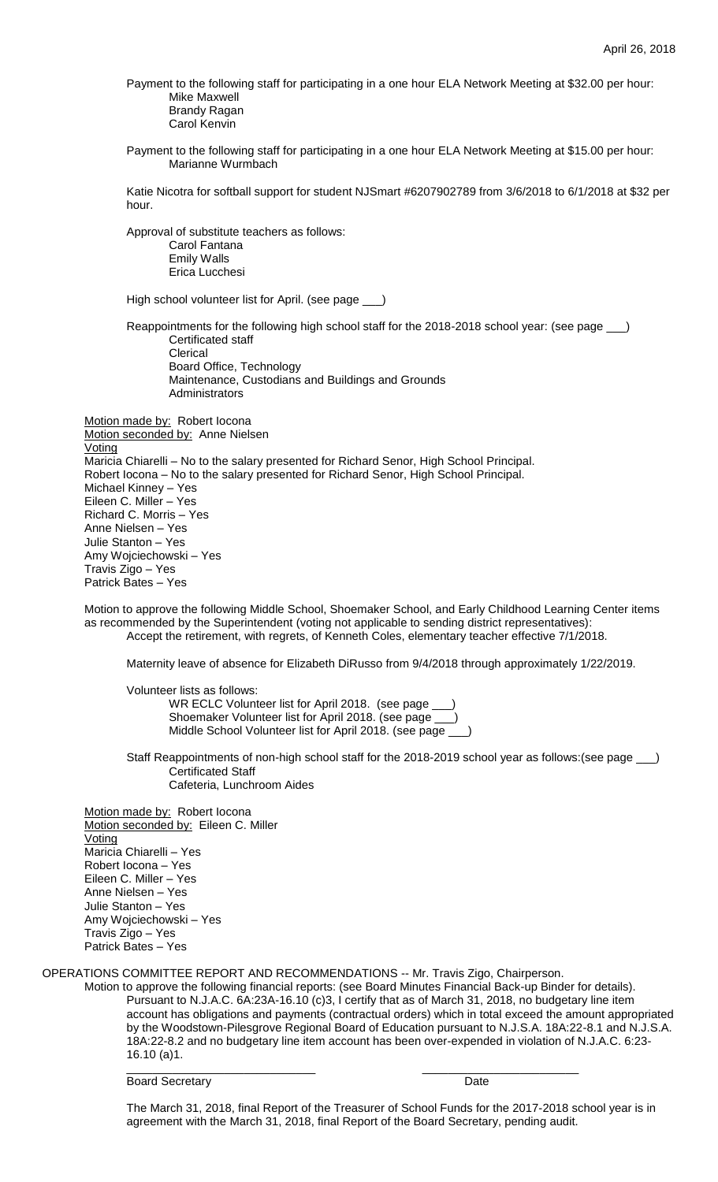Payment to the following staff for participating in a one hour ELA Network Meeting at $32.00 per hour:

- Mike Maxwell
- Brandy Ragan
- Carol Kenvin

Payment to the following staff for participating in a one hour ELA Network Meeting at $15.00 per hour:

- Marianne Wurmbach

Katie Nicotra for softball support for student NJSmart #6207902789 from 3/6/2018 to 6/1/2018 at $32 per hour.

Approval of substitute teachers as follows:

- Carol Fantana
- Emily Walls
- Erica Lucchesi

High school volunteer list for April. (see page ___)

Reappointments for the following high school staff for the 2018-2018 school year: (see page ___)

- Certificated staff
- Clerical
- Board Office, Technology
- Maintenance, Custodians and Buildings and Grounds
- Administrators

Motion made by: Robert Iocona
Motion seconded by: Anne Nielsen
Voting
Maricia Chiarelli – No to the salary presented for Richard Senor, High School Principal.
Robert Iocona – No to the salary presented for Richard Senor, High School Principal.
Michael Kinney – Yes
Eileen C. Miller – Yes
Richard C. Morris – Yes
Anne Nielsen – Yes
Julie Stanton – Yes
Amy Wojciechowski – Yes
Travis Zigo – Yes
Patrick Bates – Yes

Motion to approve the following Middle School, Shoemaker School, and Early Childhood Learning Center items as recommended by the Superintendent (voting not applicable to sending district representatives):

Accept the retirement, with regrets, of Kenneth Coles, elementary teacher effective 7/1/2018.

Maternity leave of absence for Elizabeth DiRusso from 9/4/2018 through approximately 1/22/2019.

Volunteer lists as follows:

- WR ECLC Volunteer list for April 2018. (see page ___)
- Shoemaker Volunteer list for April 2018. (see page ___)
- Middle School Volunteer list for April 2018. (see page ___)

Staff Reappointments of non-high school staff for the 2018-2019 school year as follows:(see page ___)

- Certificated Staff
- Cafeteria, Lunchroom Aides

Motion made by: Robert Iocona
Motion seconded by: Eileen C. Miller
Voting
Maricia Chiarelli – Yes
Robert Iocona – Yes
Eileen C. Miller – Yes
Anne Nielsen – Yes
Julie Stanton – Yes
Amy Wojciechowski – Yes
Travis Zigo – Yes
Patrick Bates – Yes

OPERATIONS COMMITTEE REPORT AND RECOMMENDATIONS -- Mr. Travis Zigo, Chairperson.

Motion to approve the following financial reports: (see Board Minutes Financial Back-up Binder for details).

Pursuant to N.J.A.C. 6A:23A-16.10 (c)3, I certify that as of March 31, 2018, no budgetary line item account has obligations and payments (contractual orders) which in total exceed the amount appropriated by the Woodstown-Pilesgrove Regional Board of Education pursuant to N.J.S.A. 18A:22-8.1 and N.J.S.A. 18A:22-8.2 and no budgetary line item account has been over-expended in violation of N.J.A.C. 6:23-16.10 (a)1.

______________________________ ______________________________
Board Secretary Date

The March 31, 2018, final Report of the Treasurer of School Funds for the 2017-2018 school year is in agreement with the March 31, 2018, final Report of the Board Secretary, pending audit.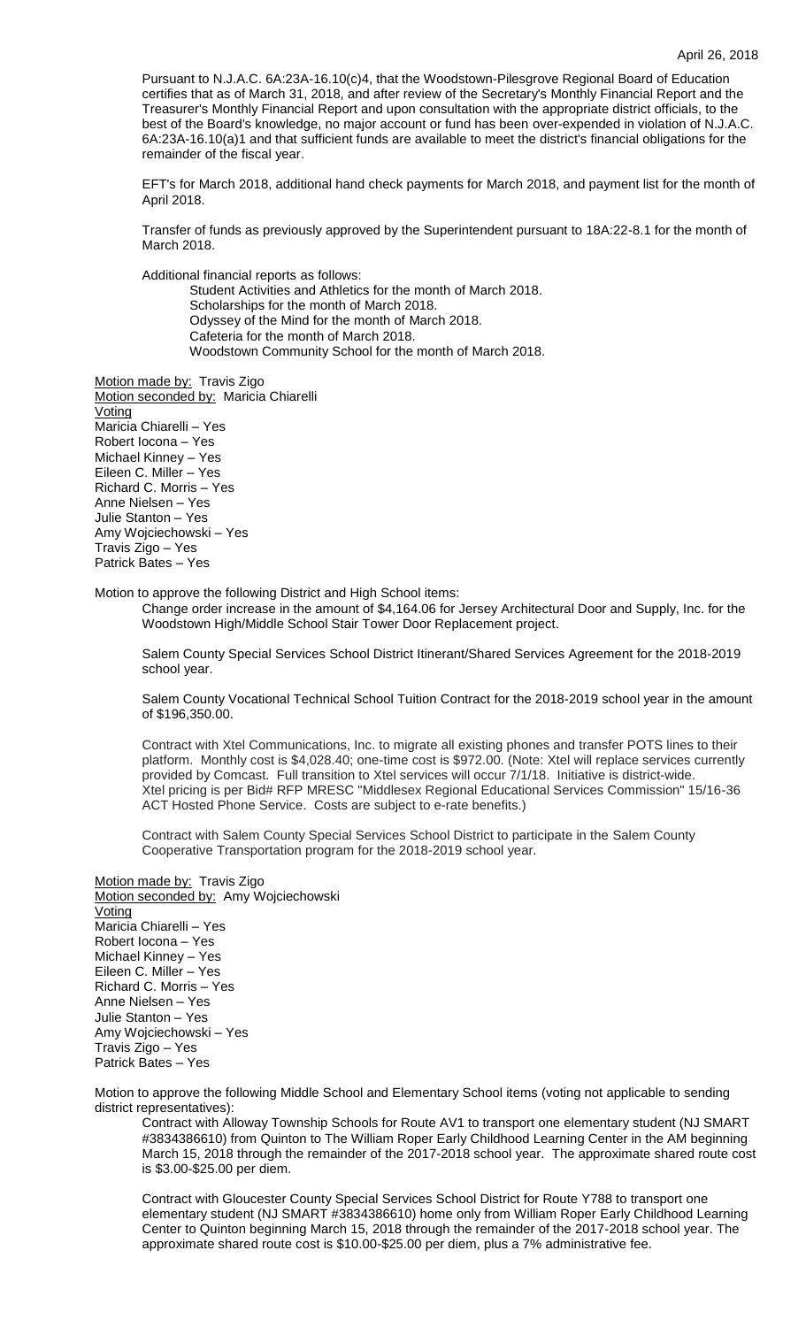Pursuant to N.J.A.C. 6A:23A-16.10(c)4, that the Woodstown-Pilesgrove Regional Board of Education certifies that as of March 31, 2018, and after review of the Secretary's Monthly Financial Report and the Treasurer's Monthly Financial Report and upon consultation with the appropriate district officials, to the best of the Board's knowledge, no major account or fund has been over-expended in violation of N.J.A.C. 6A:23A-16.10(a)1 and that sufficient funds are available to meet the district's financial obligations for the remainder of the fiscal year.

EFT's for March 2018, additional hand check payments for March 2018, and payment list for the month of April 2018.

Transfer of funds as previously approved by the Superintendent pursuant to 18A:22-8.1 for the month of March 2018.

Additional financial reports as follows:

Student Activities and Athletics for the month of March 2018.
Scholarships for the month of March 2018.
Odyssey of the Mind for the month of March 2018.
Cafeteria for the month of March 2018.
Woodstown Community School for the month of March 2018.

Motion made by: Travis Zigo
Motion seconded by: Maricia Chiarelli
Voting
Maricia Chiarelli – Yes
Robert Iocona – Yes
Michael Kinney – Yes
Eileen C. Miller – Yes
Richard C. Morris – Yes
Anne Nielsen – Yes
Julie Stanton – Yes
Amy Wojciechowski – Yes
Travis Zigo – Yes
Patrick Bates – Yes

Motion to approve the following District and High School items:

Change order increase in the amount of $4,164.06 for Jersey Architectural Door and Supply, Inc. for the Woodstown High/Middle School Stair Tower Door Replacement project.

Salem County Special Services School District Itinerant/Shared Services Agreement for the 2018-2019 school year.

Salem County Vocational Technical School Tuition Contract for the 2018-2019 school year in the amount of $196,350.00.

Contract with Xtel Communications, Inc. to migrate all existing phones and transfer POTS lines to their platform. Monthly cost is $4,028.40; one-time cost is $972.00. (Note: Xtel will replace services currently provided by Comcast. Full transition to Xtel services will occur 7/1/18. Initiative is district-wide. Xtel pricing is per Bid# RFP MRESC "Middlesex Regional Educational Services Commission" 15/16-36 ACT Hosted Phone Service. Costs are subject to e-rate benefits.)

Contract with Salem County Special Services School District to participate in the Salem County Cooperative Transportation program for the 2018-2019 school year.

Motion made by: Travis Zigo
Motion seconded by: Amy Wojciechowski
Voting
Maricia Chiarelli – Yes
Robert Iocona – Yes
Michael Kinney – Yes
Eileen C. Miller – Yes
Richard C. Morris – Yes
Anne Nielsen – Yes
Julie Stanton – Yes
Amy Wojciechowski – Yes
Travis Zigo – Yes
Patrick Bates – Yes

Motion to approve the following Middle School and Elementary School items (voting not applicable to sending district representatives):

Contract with Alloway Township Schools for Route AV1 to transport one elementary student (NJ SMART #3834386610) from Quinton to The William Roper Early Childhood Learning Center in the AM beginning March 15, 2018 through the remainder of the 2017-2018 school year. The approximate shared route cost is $3.00-$25.00 per diem.

Contract with Gloucester County Special Services School District for Route Y788 to transport one elementary student (NJ SMART #3834386610) home only from William Roper Early Childhood Learning Center to Quinton beginning March 15, 2018 through the remainder of the 2017-2018 school year. The approximate shared route cost is $10.00-$25.00 per diem, plus a 7% administrative fee.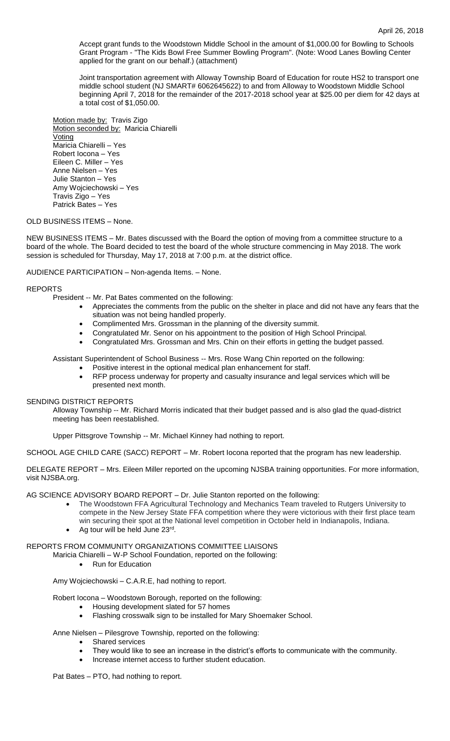Accept grant funds to the Woodstown Middle School in the amount of $1,000.00 for Bowling to Schools Grant Program - "The Kids Bowl Free Summer Bowling Program". (Note: Wood Lanes Bowling Center applied for the grant on our behalf.) (attachment)

Joint transportation agreement with Alloway Township Board of Education for route HS2 to transport one middle school student (NJ SMART# 6062645622) to and from Alloway to Woodstown Middle School beginning April 7, 2018 for the remainder of the 2017-2018 school year at $25.00 per diem for 42 days at a total cost of $1,050.00.

Motion made by: Travis Zigo
Motion seconded by: Maricia Chiarelli
Voting
Maricia Chiarelli – Yes
Robert Iocona – Yes
Eileen C. Miller – Yes
Anne Nielsen – Yes
Julie Stanton – Yes
Amy Wojciechowski – Yes
Travis Zigo – Yes
Patrick Bates – Yes

OLD BUSINESS ITEMS – None.

NEW BUSINESS ITEMS – Mr. Bates discussed with the Board the option of moving from a committee structure to a board of the whole. The Board decided to test the board of the whole structure commencing in May 2018. The work session is scheduled for Thursday, May 17, 2018 at 7:00 p.m. at the district office.

AUDIENCE PARTICIPATION – Non-agenda Items. – None.

REPORTS

President -- Mr. Pat Bates commented on the following:

- Appreciates the comments from the public on the shelter in place and did not have any fears that the situation was not being handled properly.
- Complimented Mrs. Grossman in the planning of the diversity summit.
- Congratulated Mr. Senor on his appointment to the position of High School Principal.
- Congratulated Mrs. Grossman and Mrs. Chin on their efforts in getting the budget passed.

Assistant Superintendent of School Business -- Mrs. Rose Wang Chin reported on the following:

- Positive interest in the optional medical plan enhancement for staff.
- RFP process underway for property and casualty insurance and legal services which will be presented next month.

SENDING DISTRICT REPORTS

Alloway Township -- Mr. Richard Morris indicated that their budget passed and is also glad the quad-district meeting has been reestablished.

Upper Pittsgrove Township -- Mr. Michael Kinney had nothing to report.

SCHOOL AGE CHILD CARE (SACC) REPORT – Mr. Robert Iocona reported that the program has new leadership.

DELEGATE REPORT – Mrs. Eileen Miller reported on the upcoming NJSBA training opportunities. For more information, visit NJSBA.org.

AG SCIENCE ADVISORY BOARD REPORT – Dr. Julie Stanton reported on the following:

- The Woodstown FFA Agricultural Technology and Mechanics Team traveled to Rutgers University to compete in the New Jersey State FFA competition where they were victorious with their first place team win securing their spot at the National level competition in October held in Indianapolis, Indiana.
- Ag tour will be held June 23rd.

REPORTS FROM COMMUNITY ORGANIZATIONS COMMITTEE LIAISONS

Maricia Chiarelli – W-P School Foundation, reported on the following:

- Run for Education

Amy Wojciechowski – C.A.R.E, had nothing to report.

Robert Iocona – Woodstown Borough, reported on the following:

- Housing development slated for 57 homes
- Flashing crosswalk sign to be installed for Mary Shoemaker School.

Anne Nielsen – Pilesgrove Township, reported on the following:

- Shared services
- They would like to see an increase in the district's efforts to communicate with the community.
- Increase internet access to further student education.

Pat Bates – PTO, had nothing to report.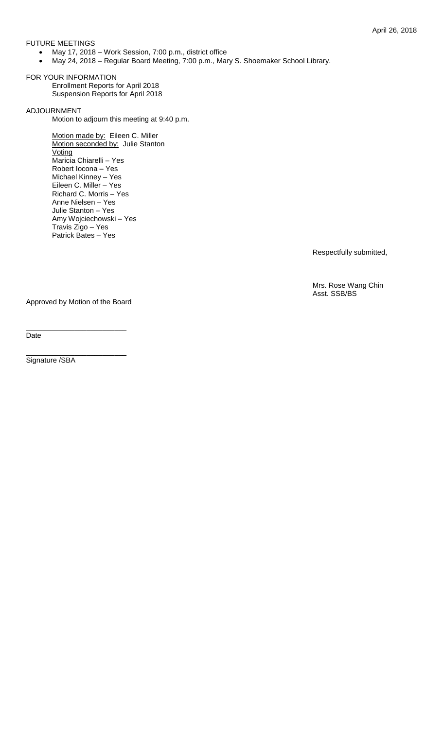April 26, 2018

FUTURE MEETINGS

- May 17, 2018 – Work Session, 7:00 p.m., district office
- May 24, 2018 – Regular Board Meeting, 7:00 p.m., Mary S. Shoemaker School Library.

FOR YOUR INFORMATION

Enrollment Reports for April 2018
Suspension Reports for April 2018

ADJOURNMENT

Motion to adjourn this meeting at 9:40 p.m.

Motion made by: Eileen C. Miller
Motion seconded by: Julie Stanton
Voting
Maricia Chiarelli – Yes
Robert Iocona – Yes
Michael Kinney – Yes
Eileen C. Miller – Yes
Richard C. Morris – Yes
Anne Nielsen – Yes
Julie Stanton – Yes
Amy Wojciechowski – Yes
Travis Zigo – Yes
Patrick Bates – Yes

Respectfully submitted,

Mrs. Rose Wang Chin
Asst. SSB/BS

Approved by Motion of the Board

Date

Signature /SBA